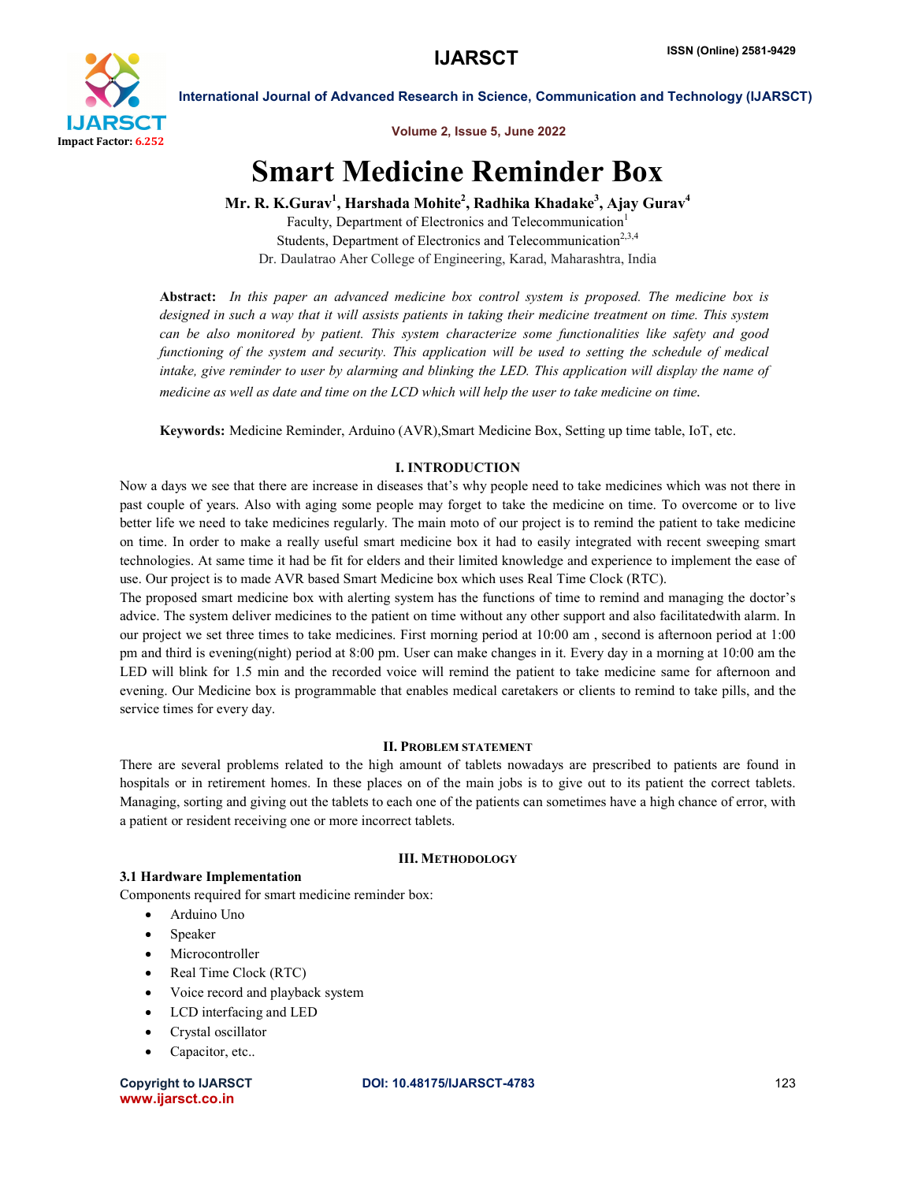# Smart Medicine Reminder Box

**Mr. R. K.Gurav[1], Harshada Mohite[2], Radhika Khadake[3], Ajay Gurav[4]**

Faculty, Department of Electronics and Telecommunication[1]
Students, Department of Electronics and Telecommunication[2,3,4]
Dr. Daulatrao Aher College of Engineering, Karad, Maharashtra, India

**Abstract:** *In this paper an advanced medicine box control system is proposed. The medicine box is designed in such a way that it will assists patients in taking their medicine treatment on time. This system can be also monitored by patient. This system characterize some functionalities like safety and good functioning of the system and security. This application will be used to setting the schedule of medical intake, give reminder to user by alarming and blinking the LED. This application will display the name of medicine as well as date and time on the LCD which will help the user to take medicine on time.*

**Keywords:** Medicine Reminder, Arduino (AVR),Smart Medicine Box, Setting up time table, IoT, etc.

## I. INTRODUCTION

Now a days we see that there are increase in diseases that's why people need to take medicines which was not there in past couple of years. Also with aging some people may forget to take the medicine on time. To overcome or to live better life we need to take medicines regularly. The main moto of our project is to remind the patient to take medicine on time. In order to make a really useful smart medicine box it had to easily integrated with recent sweeping smart technologies. At same time it had be fit for elders and their limited knowledge and experience to implement the ease of use. Our project is to made AVR based Smart Medicine box which uses Real Time Clock (RTC).

The proposed smart medicine box with alerting system has the functions of time to remind and managing the doctor's advice. The system deliver medicines to the patient on time without any other support and also facilitatedwith alarm. In our project we set three times to take medicines. First morning period at 10:00 am , second is afternoon period at 1:00 pm and third is evening(night) period at 8:00 pm. User can make changes in it. Every day in a morning at 10:00 am the LED will blink for 1.5 min and the recorded voice will remind the patient to take medicine same for afternoon and evening. Our Medicine box is programmable that enables medical caretakers or clients to remind to take pills, and the service times for every day.

## II. PROBLEM STATEMENT

There are several problems related to the high amount of tablets nowadays are prescribed to patients are found in hospitals or in retirement homes. In these places on of the main jobs is to give out to its patient the correct tablets. Managing, sorting and giving out the tablets to each one of the patients can sometimes have a high chance of error, with a patient or resident receiving one or more incorrect tablets.

## III. METHODOLOGY

### 3.1 Hardware Implementation

Components required for smart medicine reminder box:

- Arduino Uno
- Speaker
- Microcontroller
- Real Time Clock (RTC)
- Voice record and playback system
- LCD interfacing and LED
- Crystal oscillator
- Capacitor, etc..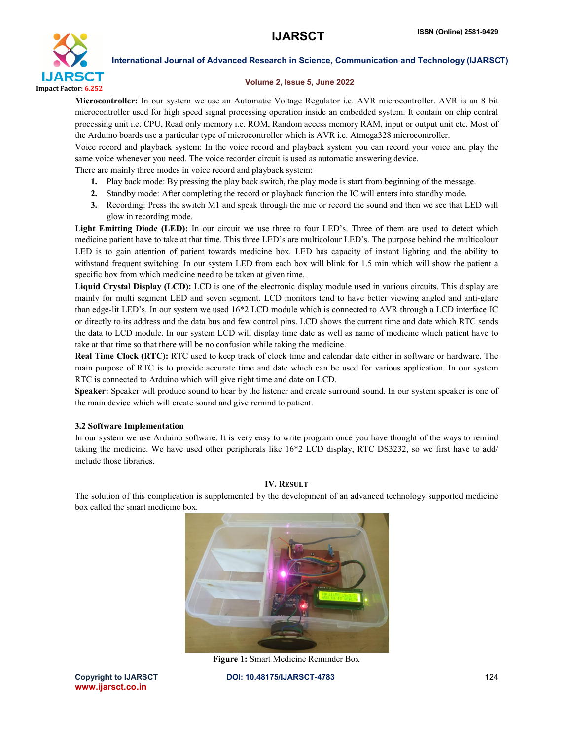**Microcontroller:** In our system we use an Automatic Voltage Regulator i.e. AVR microcontroller. AVR is an 8 bit microcontroller used for high speed signal processing operation inside an embedded system. It contain on chip central processing unit i.e. CPU, Read only memory i.e. ROM, Random access memory RAM, input or output unit etc. Most of the Arduino boards use a particular type of microcontroller which is AVR i.e. Atmega328 microcontroller.

Voice record and playback system: In the voice record and playback system you can record your voice and play the same voice whenever you need. The voice recorder circuit is used as automatic answering device.

There are mainly three modes in voice record and playback system:

1. Play back mode: By pressing the play back switch, the play mode is start from beginning of the message.
2. Standby mode: After completing the record or playback function the IC will enters into standby mode.
3. Recording: Press the switch M1 and speak through the mic or record the sound and then we see that LED will glow in recording mode.

**Light Emitting Diode (LED):** In our circuit we use three to four LED's. Three of them are used to detect which medicine patient have to take at that time. This three LED's are multicolour LED's. The purpose behind the multicolour LED is to gain attention of patient towards medicine box. LED has capacity of instant lighting and the ability to withstand frequent switching. In our system LED from each box will blink for 1.5 min which will show the patient a specific box from which medicine need to be taken at given time.

**Liquid Crystal Display (LCD):** LCD is one of the electronic display module used in various circuits. This display are mainly for multi segment LED and seven segment. LCD monitors tend to have better viewing angled and anti-glare than edge-lit LED's. In our system we used 16*2 LCD module which is connected to AVR through a LCD interface IC or directly to its address and the data bus and few control pins. LCD shows the current time and date which RTC sends the data to LCD module. In our system LCD will display time date as well as name of medicine which patient have to take at that time so that there will be no confusion while taking the medicine.

**Real Time Clock (RTC):** RTC used to keep track of clock time and calendar date either in software or hardware. The main purpose of RTC is to provide accurate time and date which can be used for various application. In our system RTC is connected to Arduino which will give right time and date on LCD.

**Speaker:** Speaker will produce sound to hear by the listener and create surround sound. In our system speaker is one of the main device which will create sound and give remind to patient.

### 3.2 Software Implementation

In our system we use Arduino software. It is very easy to write program once you have thought of the ways to remind taking the medicine. We have used other peripherals like 16*2 LCD display, RTC DS3232, so we first have to add/ include those libraries.

## IV. Result

The solution of this complication is supplemented by the development of an advanced technology supported medicine box called the smart medicine box.

**Figure 1:** Smart Medicine Reminder Box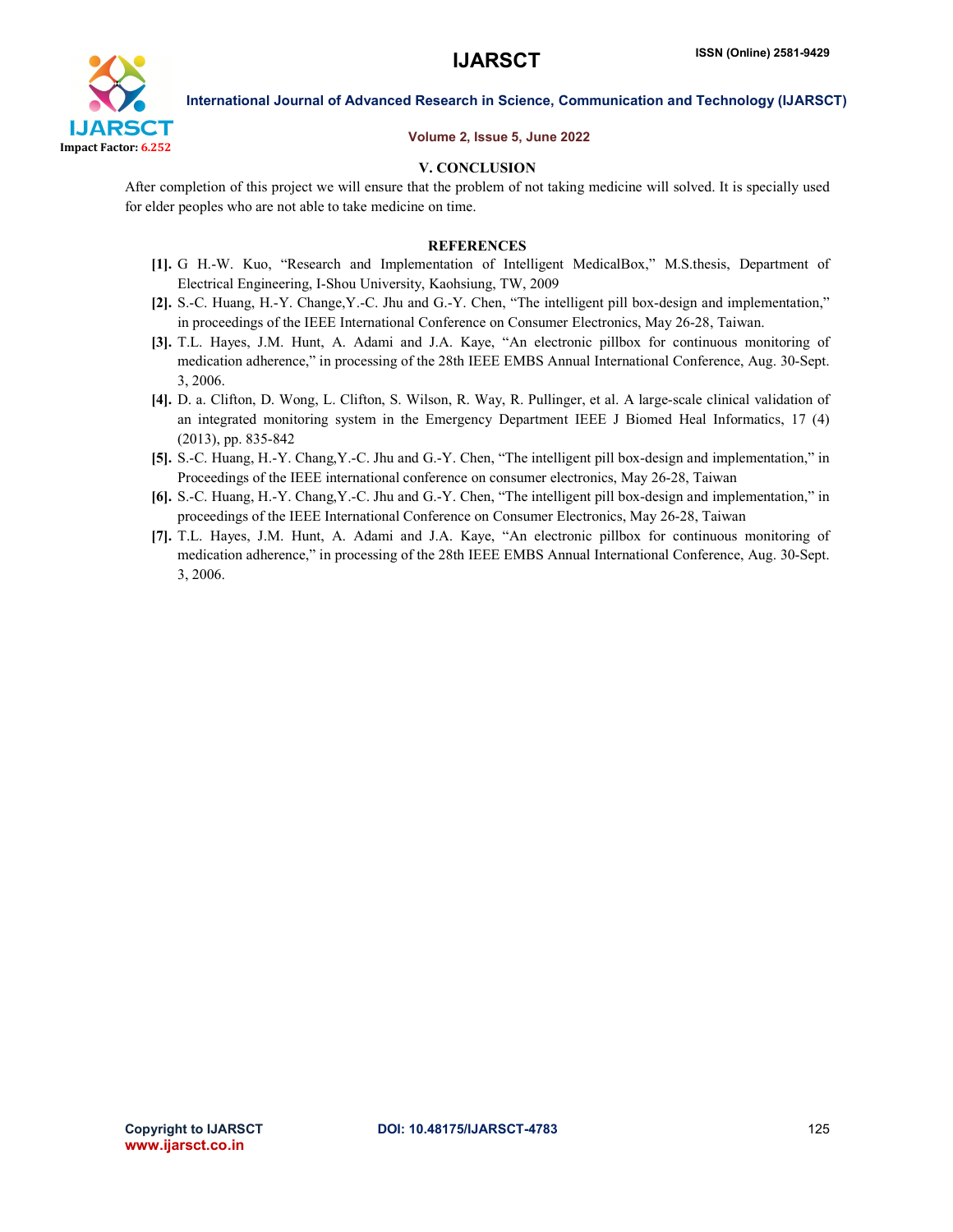## V. CONCLUSION

After completion of this project we will ensure that the problem of not taking medicine will solved. It is specially used for elder peoples who are not able to take medicine on time.

## REFERENCES

**[1].** G H.-W. Kuo, "Research and Implementation of Intelligent MedicalBox," M.S.thesis, Department of Electrical Engineering, I-Shou University, Kaohsiung, TW, 2009

**[2].** S.-C. Huang, H.-Y. Change,Y.-C. Jhu and G.-Y. Chen, "The intelligent pill box-design and implementation," in proceedings of the IEEE International Conference on Consumer Electronics, May 26-28, Taiwan.

**[3].** T.L. Hayes, J.M. Hunt, A. Adami and J.A. Kaye, "An electronic pillbox for continuous monitoring of medication adherence," in processing of the 28th IEEE EMBS Annual International Conference, Aug. 30-Sept. 3, 2006.

**[4].** D. a. Clifton, D. Wong, L. Clifton, S. Wilson, R. Way, R. Pullinger, et al. A large-scale clinical validation of an integrated monitoring system in the Emergency Department IEEE J Biomed Heal Informatics, 17 (4) (2013), pp. 835-842

**[5].** S.-C. Huang, H.-Y. Chang,Y.-C. Jhu and G.-Y. Chen, "The intelligent pill box-design and implementation," in Proceedings of the IEEE international conference on consumer electronics, May 26-28, Taiwan

**[6].** S.-C. Huang, H.-Y. Chang,Y.-C. Jhu and G.-Y. Chen, "The intelligent pill box-design and implementation," in proceedings of the IEEE International Conference on Consumer Electronics, May 26-28, Taiwan

**[7].** T.L. Hayes, J.M. Hunt, A. Adami and J.A. Kaye, "An electronic pillbox for continuous monitoring of medication adherence," in processing of the 28th IEEE EMBS Annual International Conference, Aug. 30-Sept. 3, 2006.